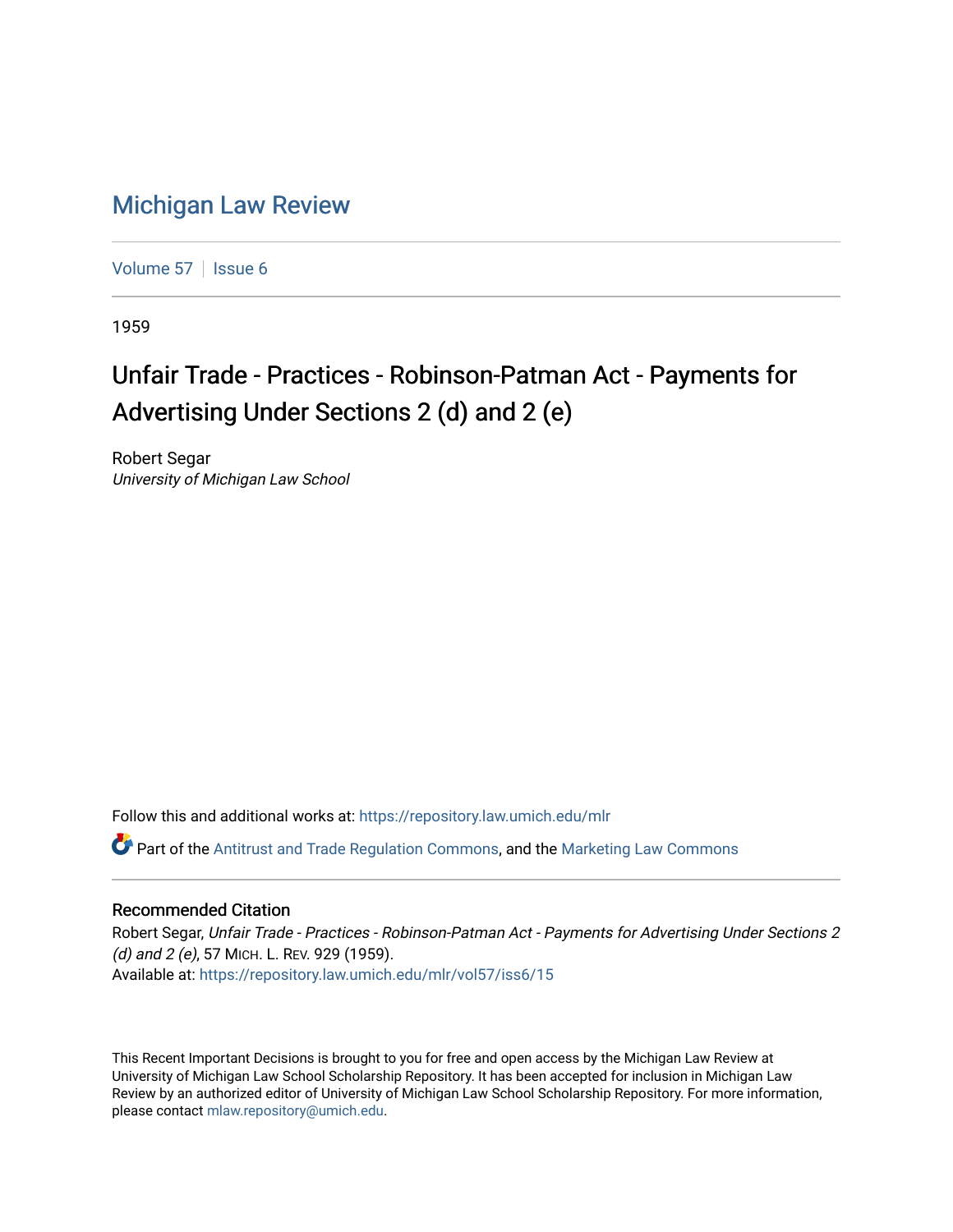# Michigan Law Review

Volume 57 | Issue 6

1959

## Unfair Trade - Practices - Robinson-Patman Act - Payments for Advertising Under Sections 2 (d) and 2 (e)

Robert Segar
*University of Michigan Law School*

Follow this and additional works at: https://repository.law.umich.edu/mlr

Part of the Antitrust and Trade Regulation Commons, and the Marketing Law Commons

### Recommended Citation

Robert Segar, *Unfair Trade - Practices - Robinson-Patman Act - Payments for Advertising Under Sections 2 (d) and 2 (e)*, 57 MICH. L. REV. 929 (1959).
Available at: https://repository.law.umich.edu/mlr/vol57/iss6/15

This Recent Important Decisions is brought to you for free and open access by the Michigan Law Review at University of Michigan Law School Scholarship Repository. It has been accepted for inclusion in Michigan Law Review by an authorized editor of University of Michigan Law School Scholarship Repository. For more information, please contact mlaw.repository@umich.edu.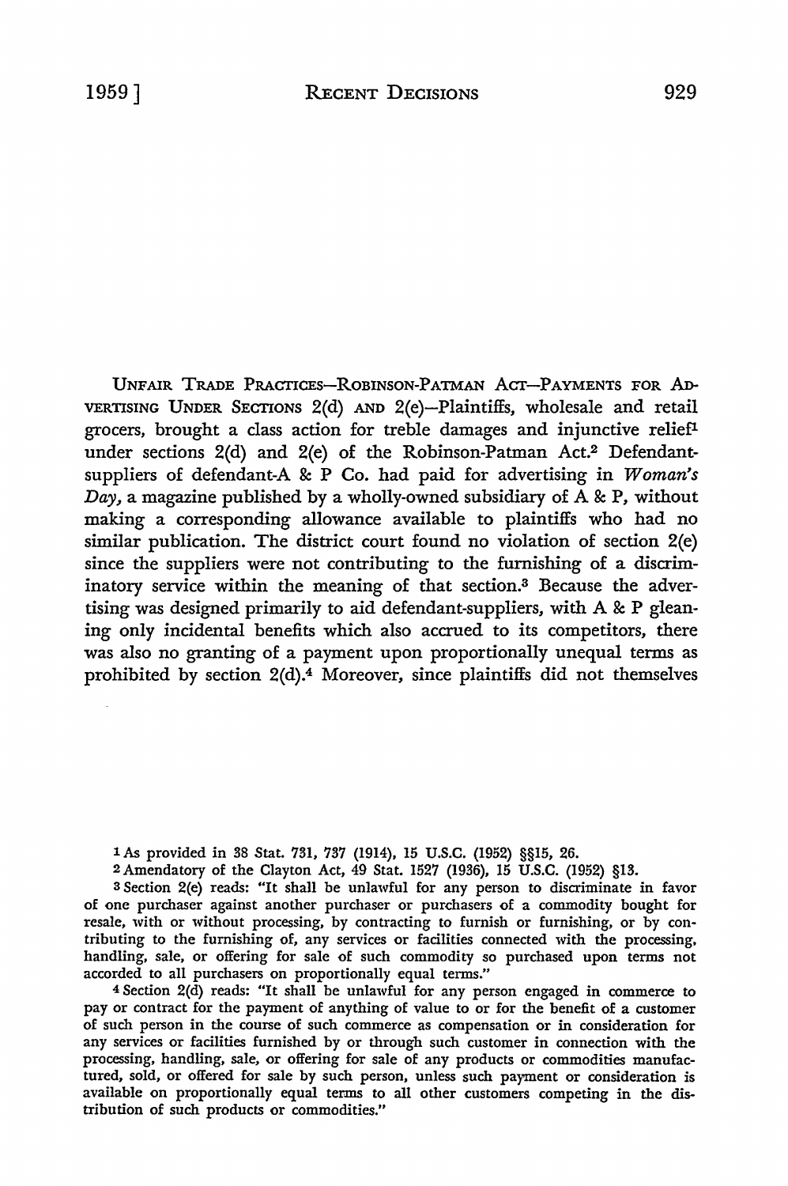UNFAIR TRADE PRACTICES—ROBINSON-PATMAN ACT—PAYMENTS FOR ADVERTISING UNDER SECTIONS 2(d) AND 2(e)—Plaintiffs, wholesale and retail grocers, brought a class action for treble damages and injunctive relief[1] under sections 2(d) and 2(e) of the Robinson-Patman Act.[2] Defendant-suppliers of defendant-A & P Co. had paid for advertising in *Woman's Day*, a magazine published by a wholly-owned subsidiary of A & P, without making a corresponding allowance available to plaintiffs who had no similar publication. The district court found no violation of section 2(e) since the suppliers were not contributing to the furnishing of a discriminatory service within the meaning of that section.[3] Because the advertising was designed primarily to aid defendant-suppliers, with A & P gleaning only incidental benefits which also accrued to its competitors, there was also no granting of a payment upon proportionally unequal terms as prohibited by section 2(d).[4] Moreover, since plaintiffs did not themselves

---

[1] As provided in 38 Stat. 731, 737 (1914), 15 U.S.C. (1952) §§15, 26.

[2] Amendatory of the Clayton Act, 49 Stat. 1527 (1936), 15 U.S.C. (1952) §13.

[3] Section 2(e) reads: "It shall be unlawful for any person to discriminate in favor of one purchaser against another purchaser or purchasers of a commodity bought for resale, with or without processing, by contracting to furnish or furnishing, or by contributing to the furnishing of, any services or facilities connected with the processing, handling, sale, or offering for sale of such commodity so purchased upon terms not accorded to all purchasers on proportionally equal terms."

[4] Section 2(d) reads: "It shall be unlawful for any person engaged in commerce to pay or contract for the payment of anything of value to or for the benefit of a customer of such person in the course of such commerce as compensation or in consideration for any services or facilities furnished by or through such customer in connection with the processing, handling, sale, or offering for sale of any products or commodities manufactured, sold, or offered for sale by such person, unless such payment or consideration is available on proportionally equal terms to all other customers competing in the distribution of such products or commodities."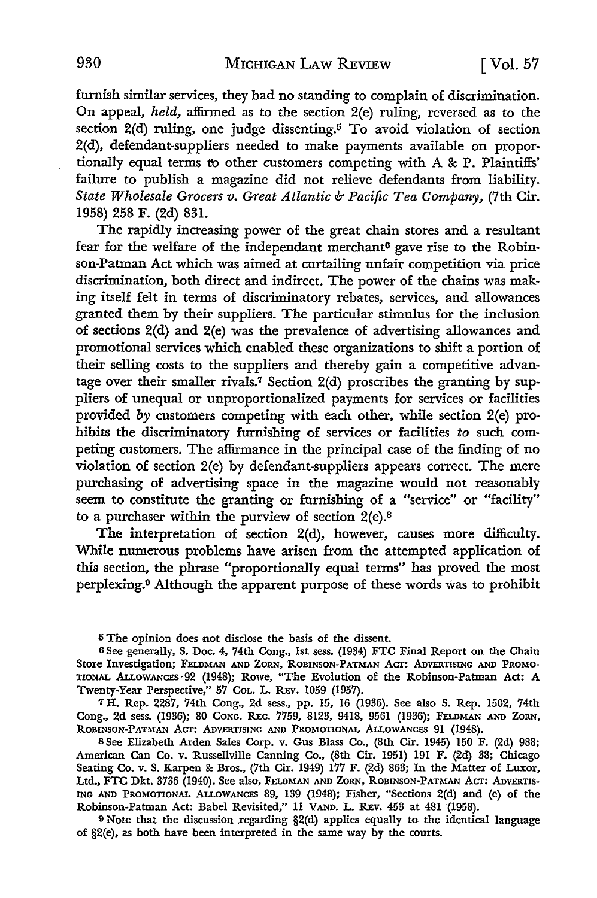furnish similar services, they had no standing to complain of discrimination. On appeal, *held*, affirmed as to the section 2(e) ruling, reversed as to the section 2(d) ruling, one judge dissenting.[5] To avoid violation of section 2(d), defendant-suppliers needed to make payments available on proportionally equal terms to other customers competing with A & P. Plaintiffs' failure to publish a magazine did not relieve defendants from liability. *State Wholesale Grocers v. Great Atlantic & Pacific Tea Company*, (7th Cir. 1958) 258 F. (2d) 831.

The rapidly increasing power of the great chain stores and a resultant fear for the welfare of the independant merchant[6] gave rise to the Robinson-Patman Act which was aimed at curtailing unfair competition via price discrimination, both direct and indirect. The power of the chains was making itself felt in terms of discriminatory rebates, services, and allowances granted them by their suppliers. The particular stimulus for the inclusion of sections 2(d) and 2(e) was the prevalence of advertising allowances and promotional services which enabled these organizations to shift a portion of their selling costs to the suppliers and thereby gain a competitive advantage over their smaller rivals.[7] Section 2(d) proscribes the granting by suppliers of unequal or unproportionalized payments for services or facilities provided *by* customers competing with each other, while section 2(e) prohibits the discriminatory furnishing of services or facilities *to* such competing customers. The affirmance in the principal case of the finding of no violation of section 2(e) by defendant-suppliers appears correct. The mere purchasing of advertising space in the magazine would not reasonably seem to constitute the granting or furnishing of a "service" or "facility" to a purchaser within the purview of section 2(e).[8]

The interpretation of section 2(d), however, causes more difficulty. While numerous problems have arisen from the attempted application of this section, the phrase "proportionally equal terms" has proved the most perplexing.[9] Although the apparent purpose of these words was to prohibit

---

[5] The opinion does not disclose the basis of the dissent.

[6] See generally, S. Doc. 4, 74th Cong., 1st sess. (1934) FTC Final Report on the Chain Store Investigation; FELDMAN AND ZORN, ROBINSON-PATMAN ACT: ADVERTISING AND PROMOTIONAL ALLOWANCES 92 (1948); Rowe, "The Evolution of the Robinson-Patman Act: A Twenty-Year Perspective," 57 COL. L. REV. 1059 (1957).

[7] H. Rep. 2287, 74th Cong., 2d sess., pp. 15, 16 (1936). See also S. Rep. 1502, 74th Cong., 2d sess. (1936); 80 CONG. REC. 7759, 8123, 9418, 9561 (1936); FELDMAN AND ZORN, ROBINSON-PATMAN ACT: ADVERTISING AND PROMOTIONAL ALLOWANCES 91 (1948).

[8] See Elizabeth Arden Sales Corp. v. Gus Blass Co., (8th Cir. 1945) 150 F. (2d) 988; American Can Co. v. Russellville Canning Co., (8th Cir. 1951) 191 F. (2d) 38; Chicago Seating Co. v. S. Karpen & Bros., (7th Cir. 1949) 177 F. (2d) 863; In the Matter of Luxor, Ltd., FTC Dkt. 3736 (1940). See also, FELDMAN AND ZORN, ROBINSON-PATMAN ACT: ADVERTISING AND PROMOTIONAL ALLOWANCES 89, 139 (1948); Fisher, "Sections 2(d) and (e) of the Robinson-Patman Act: Babel Revisited," 11 VAND. L. REV. 453 at 481 (1958).

[9] Note that the discussion regarding §2(d) applies equally to the identical language of §2(e), as both have been interpreted in the same way by the courts.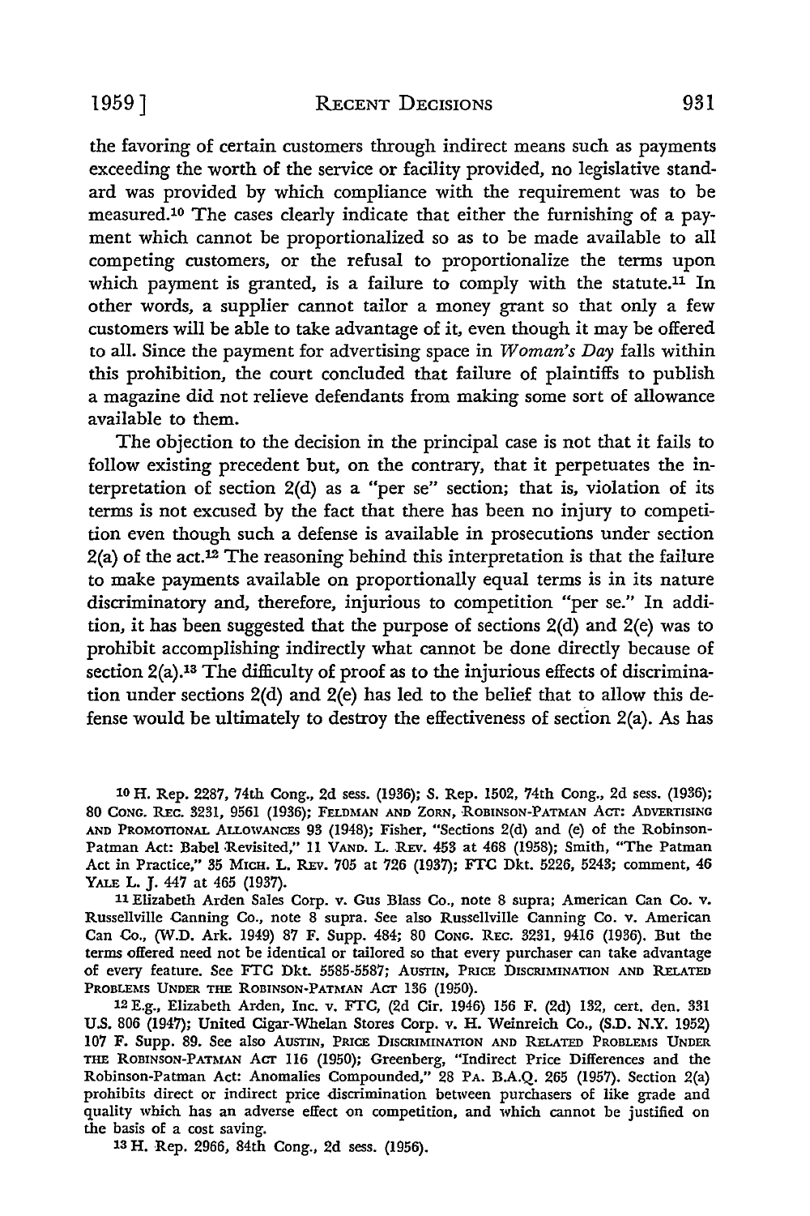the favoring of certain customers through indirect means such as payments exceeding the worth of the service or facility provided, no legislative standard was provided by which compliance with the requirement was to be measured.[10] The cases clearly indicate that either the furnishing of a payment which cannot be proportionalized so as to be made available to all competing customers, or the refusal to proportionalize the terms upon which payment is granted, is a failure to comply with the statute.[11] In other words, a supplier cannot tailor a money grant so that only a few customers will be able to take advantage of it, even though it may be offered to all. Since the payment for advertising space in *Woman's Day* falls within this prohibition, the court concluded that failure of plaintiffs to publish a magazine did not relieve defendants from making some sort of allowance available to them.

The objection to the decision in the principal case is not that it fails to follow existing precedent but, on the contrary, that it perpetuates the interpretation of section 2(d) as a "per se" section; that is, violation of its terms is not excused by the fact that there has been no injury to competition even though such a defense is available in prosecutions under section 2(a) of the act.[12] The reasoning behind this interpretation is that the failure to make payments available on proportionally equal terms is in its nature discriminatory and, therefore, injurious to competition "per se." In addition, it has been suggested that the purpose of sections 2(d) and 2(e) was to prohibit accomplishing indirectly what cannot be done directly because of section 2(a).[13] The difficulty of proof as to the injurious effects of discrimination under sections 2(d) and 2(e) has led to the belief that to allow this defense would be ultimately to destroy the effectiveness of section 2(a). As has

---

[10] H. Rep. 2287, 74th Cong., 2d sess. (1936); S. Rep. 1502, 74th Cong., 2d sess. (1936); 80 CONG. REC. 3231, 9561 (1936); FELDMAN AND ZORN, ROBINSON-PATMAN ACT: ADVERTISING AND PROMOTIONAL ALLOWANCES 93 (1948); Fisher, "Sections 2(d) and (e) of the Robinson-Patman Act: Babel Revisited," 11 VAND. L. REV. 453 at 468 (1958); Smith, "The Patman Act in Practice," 35 MICH. L. REV. 705 at 726 (1937); FTC Dkt. 5226, 5243; comment, 46 YALE L. J. 447 at 465 (1937).

[11] Elizabeth Arden Sales Corp. v. Gus Blass Co., note 8 supra; American Can Co. v. Russellville Canning Co., note 8 supra. See also Russellville Canning Co. v. American Can Co., (W.D. Ark. 1949) 87 F. Supp. 484; 80 CONG. REC. 3231, 9416 (1936). But the terms offered need not be identical or tailored so that every purchaser can take advantage of every feature. See FTC Dkt. 5585-5587; AUSTIN, PRICE DISCRIMINATION AND RELATED PROBLEMS UNDER THE ROBINSON-PATMAN ACT 136 (1950).

[12] E.g., Elizabeth Arden, Inc. v. FTC, (2d Cir. 1946) 156 F. (2d) 132, cert. den. 331 U.S. 806 (1947); United Cigar-Whelan Stores Corp. v. H. Weinreich Co., (S.D. N.Y. 1952) 107 F. Supp. 89. See also AUSTIN, PRICE DISCRIMINATION AND RELATED PROBLEMS UNDER THE ROBINSON-PATMAN ACT 116 (1950); Greenberg, "Indirect Price Differences and the Robinson-Patman Act: Anomalies Compounded," 28 PA. B.A.Q. 265 (1957). Section 2(a) prohibits direct or indirect price discrimination between purchasers of like grade and quality which has an adverse effect on competition, and which cannot be justified on the basis of a cost saving.

[13] H. Rep. 2966, 84th Cong., 2d sess. (1956).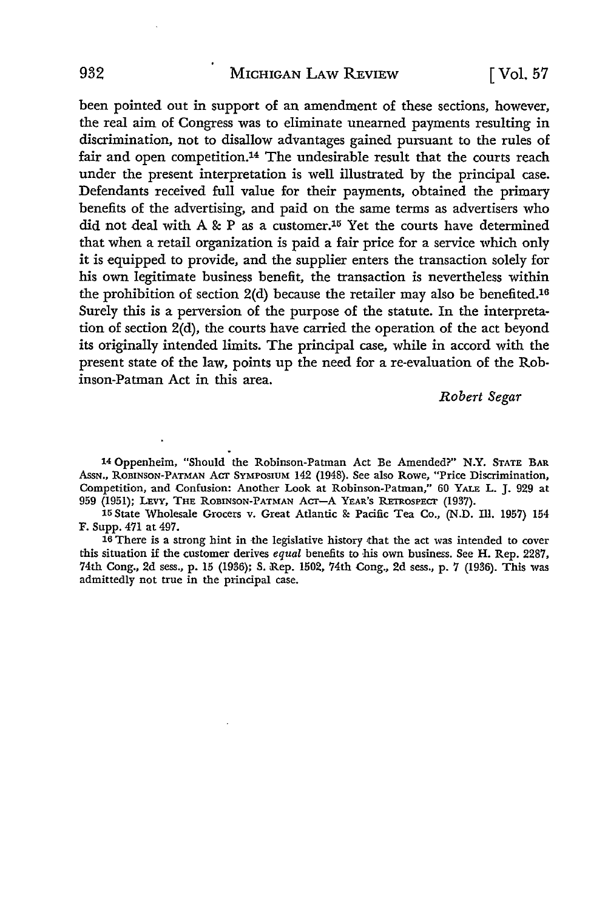been pointed out in support of an amendment of these sections, however, the real aim of Congress was to eliminate unearned payments resulting in discrimination, not to disallow advantages gained pursuant to the rules of fair and open competition.[14] The undesirable result that the courts reach under the present interpretation is well illustrated by the principal case. Defendants received full value for their payments, obtained the primary benefits of the advertising, and paid on the same terms as advertisers who did not deal with A & P as a customer.[15] Yet the courts have determined that when a retail organization is paid a fair price for a service which only it is equipped to provide, and the supplier enters the transaction solely for his own legitimate business benefit, the transaction is nevertheless within the prohibition of section 2(d) because the retailer may also be benefited.[16] Surely this is a perversion of the purpose of the statute. In the interpretation of section 2(d), the courts have carried the operation of the act beyond its originally intended limits. The principal case, while in accord with the present state of the law, points up the need for a re-evaluation of the Robinson-Patman Act in this area.

*Robert Segar*

---

[14] Oppenheim, "Should the Robinson-Patman Act Be Amended?" N.Y. STATE BAR ASSN., ROBINSON-PATMAN ACT SYMPOSIUM 142 (1948). See also Rowe, "Price Discrimination, Competition, and Confusion: Another Look at Robinson-Patman," 60 YALE L. J. 929 at 959 (1951); LEVY, THE ROBINSON-PATMAN ACT—A YEAR'S RETROSPECT (1937).

[15] State Wholesale Grocers v. Great Atlantic & Pacific Tea Co., (N.D. Ill. 1957) 154 F. Supp. 471 at 497.

[16] There is a strong hint in the legislative history that the act was intended to cover this situation if the customer derives *equal* benefits to his own business. See H. Rep. 2287, 74th Cong., 2d sess., p. 15 (1936); S. Rep. 1502, 74th Cong., 2d sess., p. 7 (1936). This was admittedly not true in the principal case.